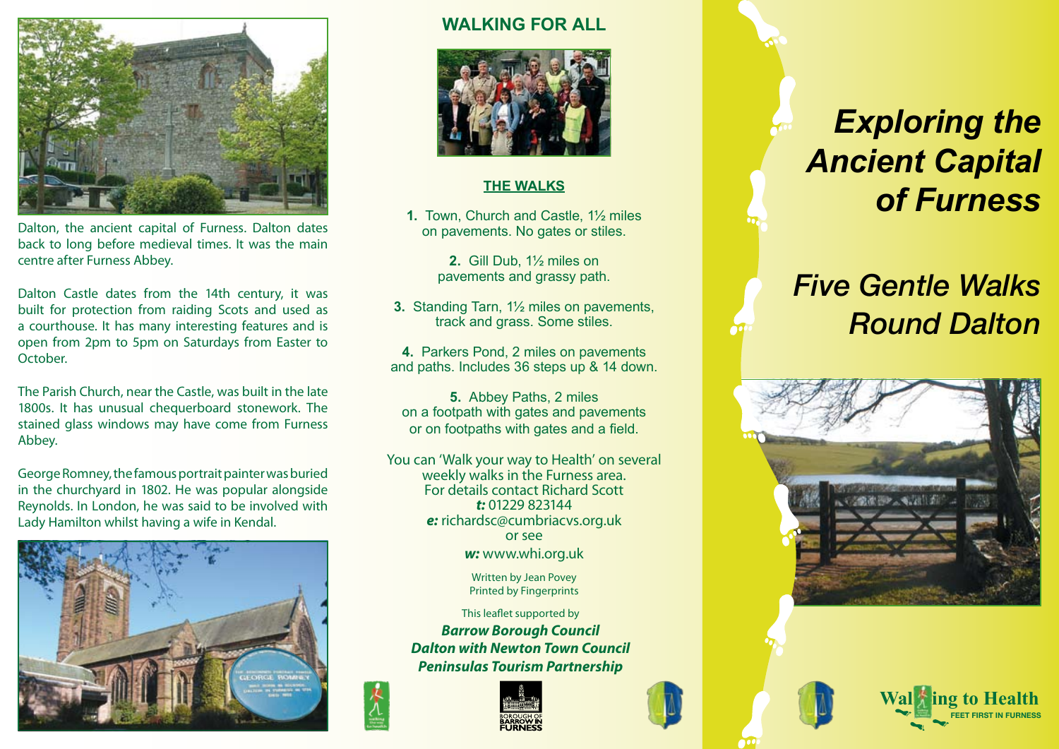Dalton, the ancient capital of Furness. Dalton dates back to long before medieval times. It was the main centre after Furness Abbey.

Dalton Castle dates from the 14th century, it was built for protection from raiding Scots and used as a courthouse. It has many interesting features and is open from 2pm to 5pm on Saturdays from Easter to October.

The Parish Church, near the Castle, was built in the late 1800s. It has unusual chequerboard stonework. The stained glass windows may have come from Furness Abbey.

George Romney, the famous portrait painter was buried in the churchyard in 1802. He was popular alongside Reynolds. In London, he was said to be involved with Lady Hamilton whilst having a wife in Kendal.

## WALKING FOR ALL

### THE WALKS

**1.** Town, Church and Castle, 1½ miles on pavements. No gates or stiles.

**2.** Gill Dub, 1½ miles on pavements and grassy path.

**3.** Standing Tarn, 1½ miles on pavements, track and grass. Some stiles.

**4.** Parkers Pond, 2 miles on pavements and paths. Includes 36 steps up & 14 down.

**5.** Abbey Paths, 2 miles on a footpath with gates and pavements or on footpaths with gates and a field.

You can 'Walk your way to Health' on several weekly walks in the Furness area.
For details contact Richard Scott
***t:*** 01229 823144
***e:*** richardsc@cumbriacvs.org.uk
or see
***w:*** www.whi.org.uk

Written by Jean Povey
Printed by Fingerprints

This leaflet supported by
***Barrow Borough Council***
***Dalton with Newton Town Council***
***Peninsulas Tourism Partnership***

BOROUGH OF BARROW IN FURNESS

# *Exploring the Ancient Capital of Furness*

## *Five Gentle Walks Round Dalton*

Walking to Health
FEET FIRST IN FURNESS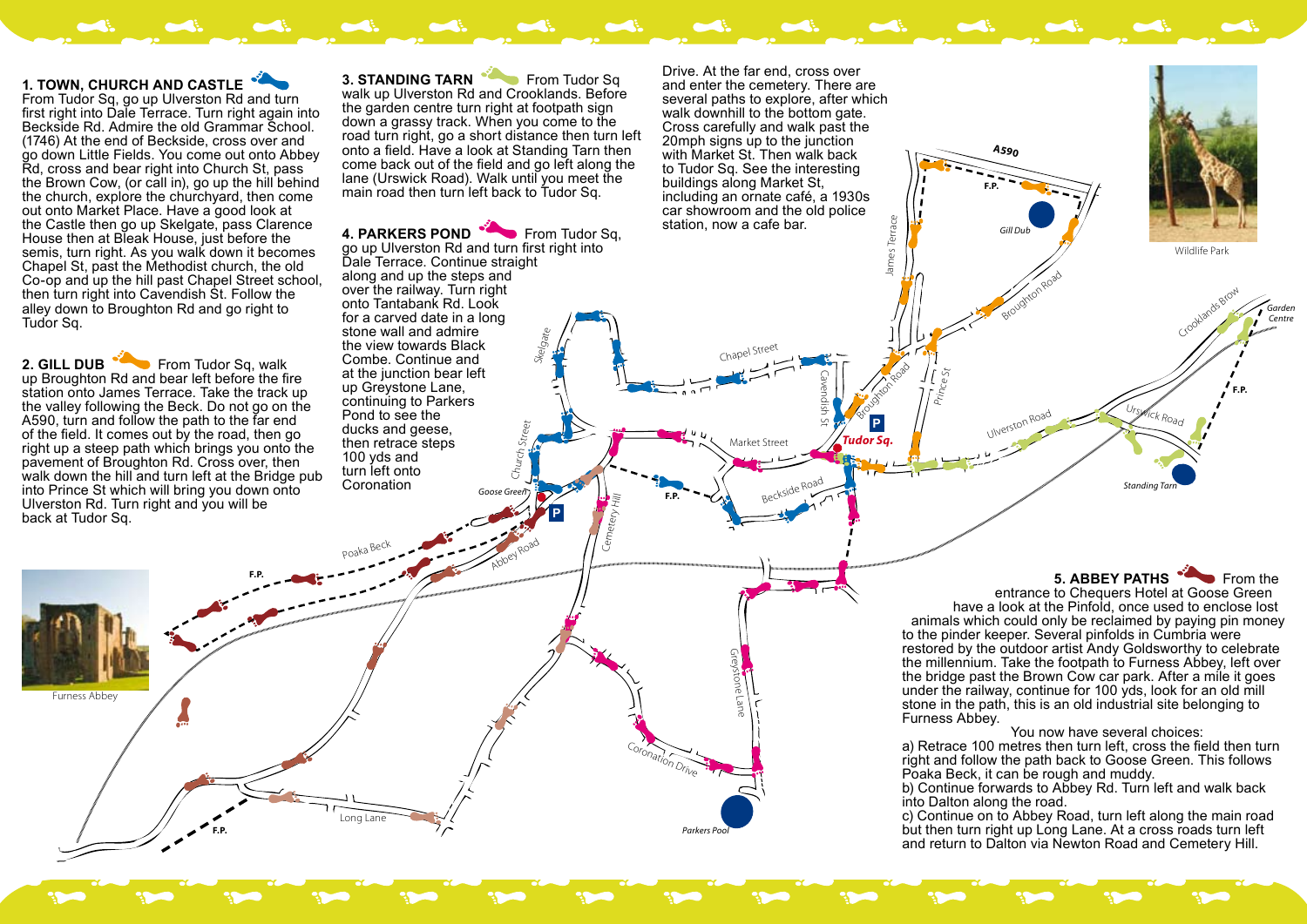## 1. TOWN, CHURCH AND CASTLE

From Tudor Sq, go up Ulverston Rd and turn first right into Dale Terrace. Turn right again into Beckside Rd. Admire the old Grammar School. (1746) At the end of Beckside, cross over and go down Little Fields. You come out onto Abbey Rd, cross and bear right into Church St, pass the Brown Cow, (or call in), go up the hill behind the church, explore the churchyard, then come out onto Market Place. Have a good look at the Castle then go up Skelgate, pass Clarence House then at Bleak House, just before the semis, turn right. As you walk down it becomes Chapel St, past the Methodist church, the old Co-op and up the hill past Chapel Street school, then turn right into Cavendish St. Follow the alley down to Broughton Rd and go right to Tudor Sq.

## 2. GILL DUB

From Tudor Sq, walk up Broughton Rd and bear left before the fire station onto James Terrace. Take the track up the valley following the Beck. Do not go on the A590, turn and follow the path to the far end of the field. It comes out by the road, then go right up a steep path which brings you onto the pavement of Broughton Rd. Cross over, then walk down the hill and turn left at the Bridge pub into Prince St which will bring you down onto Ulverston Rd. Turn right and you will be back at Tudor Sq.

## 3. STANDING TARN

From Tudor Sq walk up Ulverston Rd and Crooklands. Before the garden centre turn right at footpath sign down a grassy track. When you come to the road turn right, go a short distance then turn left onto a field. Have a look at Standing Tarn then come back out of the field and go left along the lane (Urswick Road). Walk until you meet the main road then turn left back to Tudor Sq.

## 4. PARKERS POND

From Tudor Sq, go up Ulverston Rd and turn first right into Dale Terrace. Continue straight along and up the steps and over the railway. Turn right onto Tantabank Rd. Look for a carved date in a long stone wall and admire the view towards Black Combe. Continue and at the junction bear left up Greystone Lane, continuing to Parkers Pond to see the ducks and geese, then retrace steps 100 yds and turn left onto Coronation Drive. At the far end, cross over and enter the cemetery. There are several paths to explore, after which walk downhill to the bottom gate. Cross carefully and walk past the 20mph signs up to the junction with Market St. Then walk back to Tudor Sq. See the interesting buildings along Market St, including an ornate café, a 1930s car showroom and the old police station, now a cafe bar.

## 5. ABBEY PATHS

From the entrance to Chequers Hotel at Goose Green have a look at the Pinfold, once used to enclose lost animals which could only be reclaimed by paying pin money to the pinder keeper. Several pinfolds in Cumbria were restored by the outdoor artist Andy Goldsworthy to celebrate the millennium. Take the footpath to Furness Abbey, left over the bridge past the Brown Cow car park. After a mile it goes under the railway, continue for 100 yds, look for an old mill stone in the path, this is an old industrial site belonging to Furness Abbey.

You now have several choices:

a) Retrace 100 metres then turn left, cross the field then turn right and follow the path back to Goose Green. This follows Poaka Beck, it can be rough and muddy.

b) Continue forwards to Abbey Rd. Turn left and walk back into Dalton along the road.

c) Continue on to Abbey Road, turn left along the main road but then turn right up Long Lane. At a cross roads turn left and return to Dalton via Newton Road and Cemetery Hill.

Wildlife Park

Furness Abbey

A590
F.P.
Gill Dub
James Terrace
Broughton Road
Crooklands Brow
Garden Centre
Chapel Street
Cavendish St
Prince St
Skelgate
P
Tudor Sq.
Ulverston Road
Urswick Road
F.P.
Standing Tarn
Market Street
Church Street
Beckside Road
Goose Green
P
F.P.
Cemetery Hill
Abbey Road
Poaka Beck
F.P.
Greystone Lane
Coronation Drive
Parkers Pool
Long Lane
F.P.